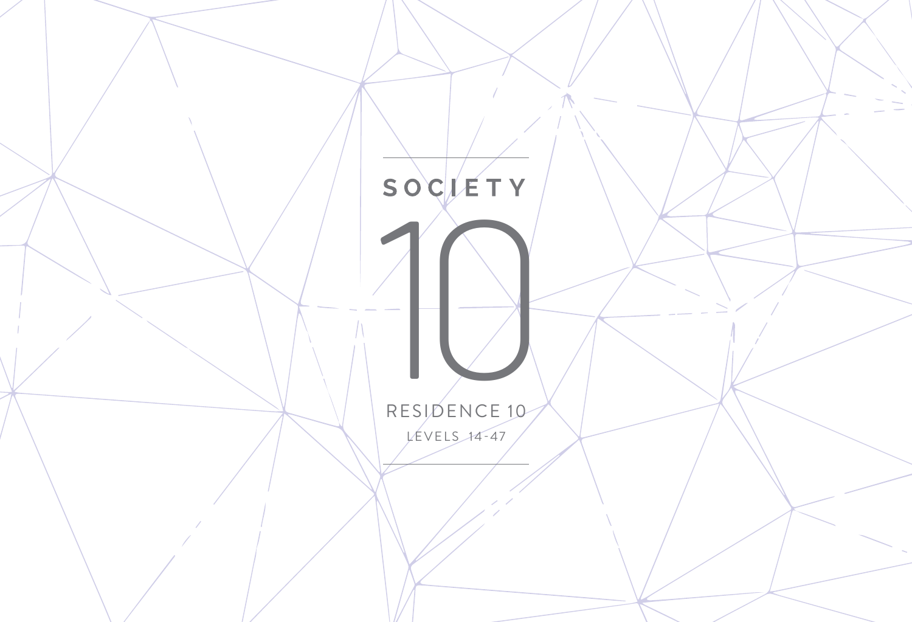# SOCIETY

# 10

RESIDENCE 10

LEVELS 14-47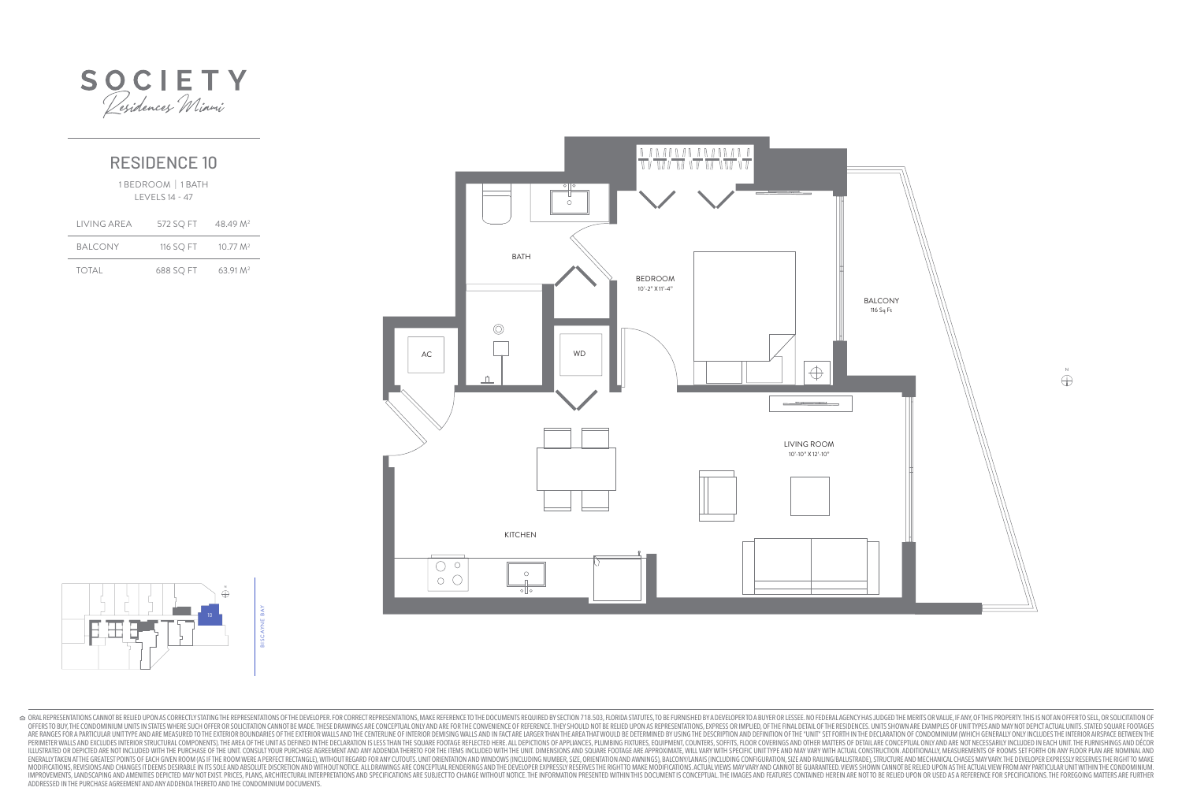# SOCIETY

*Residences Miami*

## RESIDENCE 10

1 BEDROOM | 1 BATH
LEVELS 14 - 47

| | | |
|---|---|---|
| LIVING AREA | 572 SQ FT | 48.49 M² |
| BALCONY | 116 SQ FT | 10.77 M² |
| TOTAL | 688 SQ FT | 63.91 M² |

BATH

BEDROOM
10'-2" X 11'-4"

BALCONY
116 Sq Ft

AC

WD

LIVING ROOM
10'-10" X 12'-10"

KITCHEN

N

10

BISCAYNE BAY

ORAL REPRESENTATIONS CANNOT BE RELIED UPON AS CORRECTLY STATING THE REPRESENTATIONS OF THE DEVELOPER. FOR CORRECT REPRESENTATIONS, MAKE REFERENCE TO THE DOCUMENTS REQUIRED BY SECTION 718.503, FLORIDA STATUTES, TO BE FURNISHED BY A DEVELOPER TO A BUYER OR LESSEE. NO FEDERAL AGENCY HAS JUDGED THE MERITS OR VALUE, IF ANY, OF THIS PROPERTY. THIS IS NOT AN OFFER TO SELL, OR SOLICITATION OF OFFERS TO BUY, THE CONDOMINIUM UNITS IN STATES WHERE SUCH OFFER OR SOLICITATION CANNOT BE MADE. THESE DRAWINGS ARE CONCEPTUAL ONLY AND ARE FOR THE CONVENIENCE OF REFERENCE. THEY SHOULD NOT BE RELIED UPON AS REPRESENTATIONS, EXPRESS OR IMPLIED, OF THE FINAL DETAIL OF THE RESIDENCES. UNITS SHOWN ARE EXAMPLES OF UNIT TYPES AND MAY NOT DEPICT ACTUAL UNITS. STATED SQUARE FOOTAGES ARE RANGES FOR A PARTICULAR UNIT TYPE AND ARE MEASURED TO THE EXTERIOR BOUNDARIES OF THE EXTERIOR WALLS AND THE CENTERLINE OF INTERIOR DEMISING WALLS AND IN FACT ARE LARGER THAN THE AREA THAT WOULD BE DETERMINED BY USING THE DESCRIPTION AND DEFINITION OF THE "UNIT" SET FORTH IN THE DECLARATION OF CONDOMINIUM (WHICH GENERALLY ONLY INCLUDES THE INTERIOR AIRSPACE BETWEEN THE PERIMETER WALLS AND EXCLUDES INTERIOR STRUCTURAL COMPONENTS). THE AREA OF THE UNIT AS DEFINED IN THE DECLARATION IS LESS THAN THE SQUARE FOOTAGE REFLECTED HERE. ALL DEPICTIONS OF APPLIANCES, PLUMBING FIXTURES, EQUIPMENT, COUNTERS, SOFFITS, FLOOR COVERINGS AND OTHER MATTERS OF DETAIL ARE CONCEPTUAL ONLY AND ARE NOT NECESSARILY INCLUDED IN EACH UNIT. THE FURNISHINGS AND DÉCOR ILLUSTRATED OR DEPICTED ARE NOT INCLUDED WITH THE PURCHASE OF THE UNIT. CONSULT YOUR PURCHASE AGREEMENT AND ANY ADDENDA THERETO FOR THE ITEMS INCLUDED WITH THE UNIT. DIMENSIONS AND SQUARE FOOTAGE ARE APPROXIMATE, WILL VARY WITH SPECIFIC UNIT TYPE AND MAY VARY WITH ACTUAL CONSTRUCTION. ADDITIONALLY, MEASUREMENTS OF ROOMS SET FORTH ON ANY FLOOR PLAN ARE NOMINAL AND GENERALLY TAKEN AT THE GREATEST POINTS OF EACH GIVEN ROOM (AS IF THE ROOM WERE A PERFECT RECTANGLE), WITHOUT REGARD FOR ANY CUTOUTS. UNIT ORIENTATION AND WINDOWS (INCLUDING NUMBER, SIZE, ORIENTATION AND AWNINGS), BALCONY/LANAIS (INCLUDING CONFIGURATION, SIZE AND RAILING/BALUSTRADE), STRUCTURE AND MECHANICAL CHASES MAY VARY. THE DEVELOPER EXPRESSLY RESERVES THE RIGHT TO MAKE MODIFICATIONS, REVISIONS AND CHANGES IT DEEMS DESIRABLE IN ITS SOLE AND ABSOLUTE DISCRETION AND WITHOUT NOTICE. ALL DRAWINGS ARE CONCEPTUAL RENDERINGS AND THE DEVELOPER EXPRESSLY RESERVES THE RIGHT TO MAKE MODIFICATIONS. ACTUAL VIEWS MAY VARY AND CANNOT BE GUARANTEED. VIEWS SHOWN CANNOT BE RELIED UPON AS THE ACTUAL VIEW FROM ANY PARTICULAR UNIT WITHIN THE CONDOMINIUM. IMPROVEMENTS, LANDSCAPING AND AMENITIES DEPICTED MAY NOT EXIST. PRICES, PLANS, ARCHITECTURAL INTERPRETATIONS AND SPECIFICATIONS ARE SUBJECT TO CHANGE WITHOUT NOTICE. THE INFORMATION PRESENTED WITHIN THIS DOCUMENT IS CONCEPTUAL. THE IMAGES AND FEATURES CONTAINED HEREIN ARE NOT TO BE RELIED UPON OR USED AS A REFERENCE FOR SPECIFICATIONS. THE FOREGOING MATTERS ARE FURTHER ADDRESSED IN THE PURCHASE AGREEMENT AND ANY ADDENDA THERETO AND THE CONDOMINIUM DOCUMENTS.